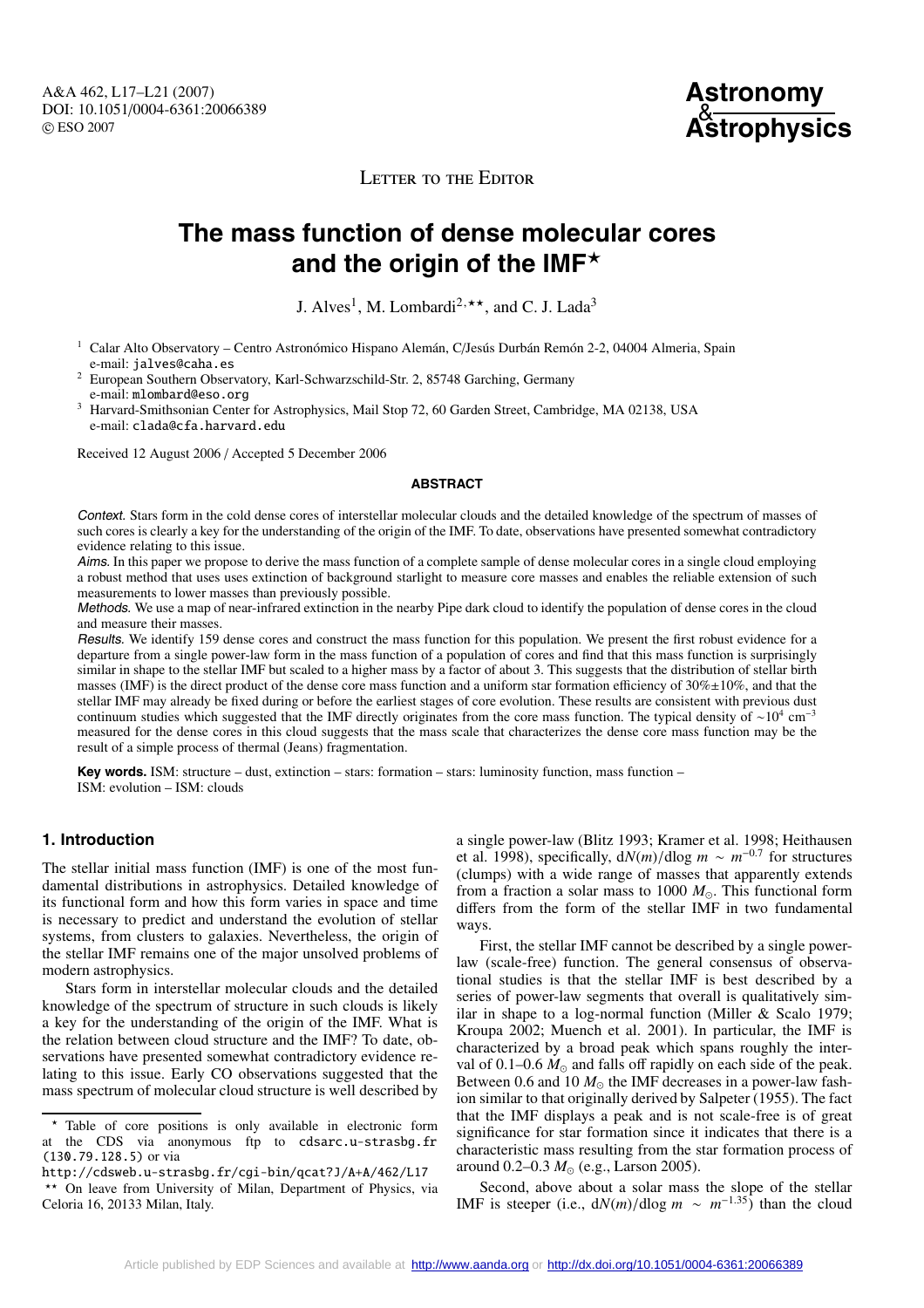LETTER TO THE EDITOR

# The mass function of dense molecular cores and the origin of the IMF*

J. Alves[1], M. Lombardi[2,**], and C. J. Lada[3]

[1] Calar Alto Observatory – Centro Astronómico Hispano Alemán, C/Jesús Durbán Remón 2-2, 04004 Almeria, Spain
e-mail: jalves@caha.es

[2] European Southern Observatory, Karl-Schwarzschild-Str. 2, 85748 Garching, Germany
e-mail: mlombard@eso.org

[3] Harvard-Smithsonian Center for Astrophysics, Mail Stop 72, 60 Garden Street, Cambridge, MA 02138, USA
e-mail: clada@cfa.harvard.edu

Received 12 August 2006 / Accepted 5 December 2006

## ABSTRACT

*Context.* Stars form in the cold dense cores of interstellar molecular clouds and the detailed knowledge of the spectrum of masses of such cores is clearly a key for the understanding of the origin of the IMF. To date, observations have presented somewhat contradictory evidence relating to this issue.

*Aims.* In this paper we propose to derive the mass function of a complete sample of dense molecular cores in a single cloud employing a robust method that uses uses extinction of background starlight to measure core masses and enables the reliable extension of such measurements to lower masses than previously possible.

*Methods.* We use a map of near-infrared extinction in the nearby Pipe dark cloud to identify the population of dense cores in the cloud and measure their masses.

*Results.* We identify 159 dense cores and construct the mass function for this population. We present the first robust evidence for a departure from a single power-law form in the mass function of a population of cores and find that this mass function is surprisingly similar in shape to the stellar IMF but scaled to a higher mass by a factor of about 3. This suggests that the distribution of stellar birth masses (IMF) is the direct product of the dense core mass function and a uniform star formation efficiency of 30%±10%, and that the stellar IMF may already be fixed during or before the earliest stages of core evolution. These results are consistent with previous dust continuum studies which suggested that the IMF directly originates from the core mass function. The typical density of $\sim 10^4$ cm$^{-3}$ measured for the dense cores in this cloud suggests that the mass scale that characterizes the dense core mass function may be the result of a simple process of thermal (Jeans) fragmentation.

**Key words.** ISM: structure – dust, extinction – stars: formation – stars: luminosity function, mass function – ISM: evolution – ISM: clouds

## 1. Introduction

The stellar initial mass function (IMF) is one of the most fundamental distributions in astrophysics. Detailed knowledge of its functional form and how this form varies in space and time is necessary to predict and understand the evolution of stellar systems, from clusters to galaxies. Nevertheless, the origin of the stellar IMF remains one of the major unsolved problems of modern astrophysics.

Stars form in interstellar molecular clouds and the detailed knowledge of the spectrum of structure in such clouds is likely a key for the understanding of the origin of the IMF. What is the relation between cloud structure and the IMF? To date, observations have presented somewhat contradictory evidence relating to this issue. Early CO observations suggested that the mass spectrum of molecular cloud structure is well described by a single power-law (Blitz 1993; Kramer et al. 1998; Heithausen et al. 1998), specifically, $\mathrm{d}N(m)/\mathrm{dlog}\ m \sim m^{-0.7}$ for structures (clumps) with a wide range of masses that apparently extends from a fraction a solar mass to 1000 $M_\odot$. This functional form differs from the form of the stellar IMF in two fundamental ways.

First, the stellar IMF cannot be described by a single power-law (scale-free) function. The general consensus of observational studies is that the stellar IMF is best described by a series of power-law segments that overall is qualitatively similar in shape to a log-normal function (Miller & Scalo 1979; Kroupa 2002; Muench et al. 2001). In particular, the IMF is characterized by a broad peak which spans roughly the interval of 0.1–0.6 $M_\odot$ and falls off rapidly on each side of the peak. Between 0.6 and 10 $M_\odot$ the IMF decreases in a power-law fashion similar to that originally derived by Salpeter (1955). The fact that the IMF displays a peak and is not scale-free is of great significance for star formation since it indicates that there is a characteristic mass resulting from the star formation process of around 0.2–0.3 $M_\odot$ (e.g., Larson 2005).

Second, above about a solar mass the slope of the stellar IMF is steeper (i.e., $\mathrm{d}N(m)/\mathrm{dlog}\ m \sim m^{-1.35}$) than the cloud

* Table of core positions is only available in electronic form at the CDS via anonymous ftp to cdsarc.u-strasbg.fr (130.79.128.5) or via http://cdsweb.u-strasbg.fr/cgi-bin/qcat?J/A+A/462/L17

** On leave from University of Milan, Department of Physics, via Celoria 16, 20133 Milan, Italy.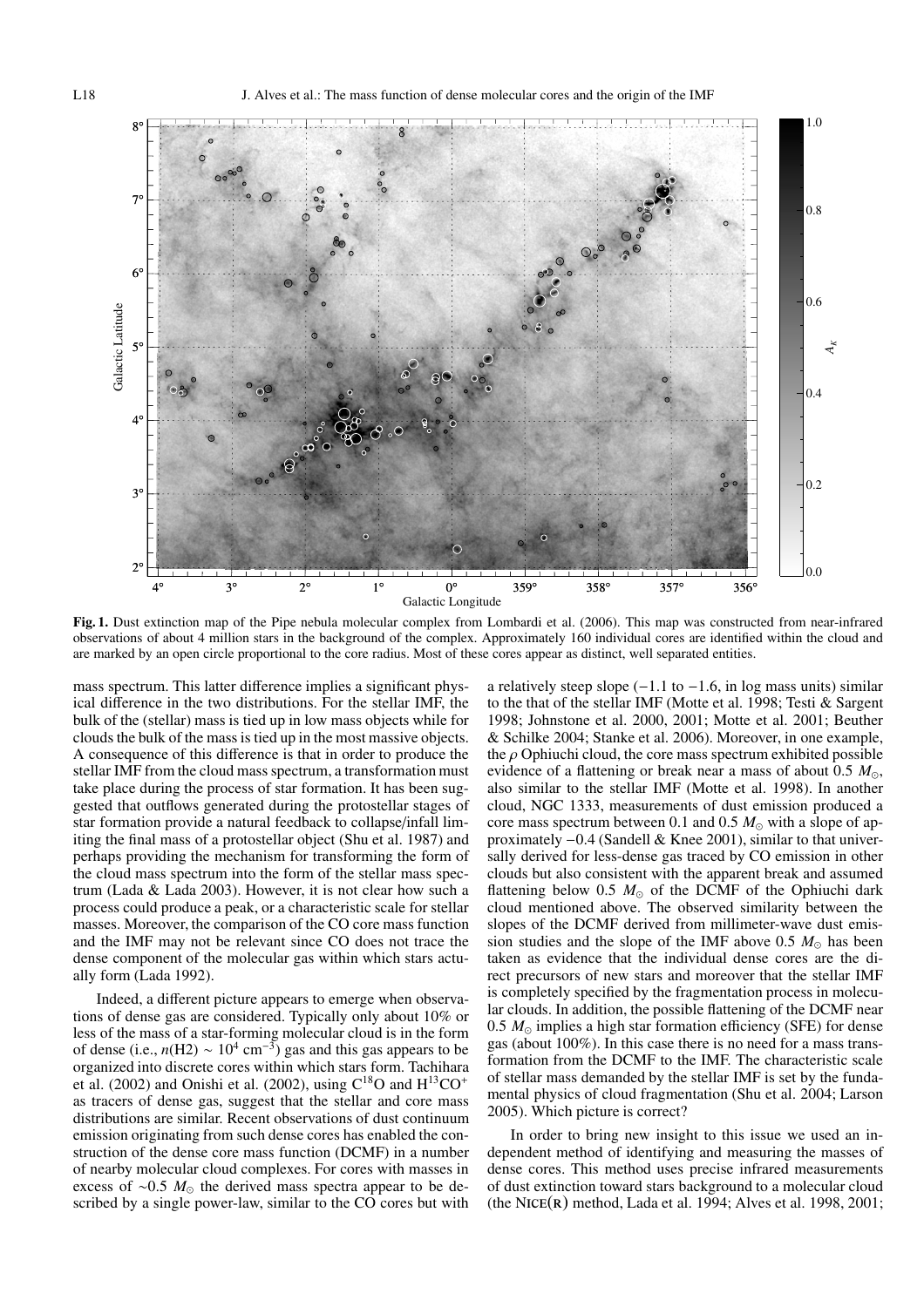**Fig. 1.** Dust extinction map of the Pipe nebula molecular complex from Lombardi et al. (2006). This map was constructed from near-infrared observations of about 4 million stars in the background of the complex. Approximately 160 individual cores are identified within the cloud and are marked by an open circle proportional to the core radius. Most of these cores appear as distinct, well separated entities.

mass spectrum. This latter difference implies a significant physical difference in the two distributions. For the stellar IMF, the bulk of the (stellar) mass is tied up in low mass objects while for clouds the bulk of the mass is tied up in the most massive objects. A consequence of this difference is that in order to produce the stellar IMF from the cloud mass spectrum, a transformation must take place during the process of star formation. It has been suggested that outflows generated during the protostellar stages of star formation provide a natural feedback to collapse/infall limiting the final mass of a protostellar object (Shu et al. 1987) and perhaps providing the mechanism for transforming the form of the cloud mass spectrum into the form of the stellar mass spectrum (Lada & Lada 2003). However, it is not clear how such a process could produce a peak, or a characteristic scale for stellar masses. Moreover, the comparison of the CO core mass function and the IMF may not be relevant since CO does not trace the dense component of the molecular gas within which stars actually form (Lada 1992).

Indeed, a different picture appears to emerge when observations of dense gas are considered. Typically only about 10% or less of the mass of a star-forming molecular cloud is in the form of dense (i.e., $n(\mathrm{H2}) \sim 10^4$ cm$^{-3}$) gas and this gas appears to be organized into discrete cores within which stars form. Tachihara et al. (2002) and Onishi et al. (2002), using $\mathrm{C^{18}O}$ and $\mathrm{H^{13}CO^{+}}$ as tracers of dense gas, suggest that the stellar and core mass distributions are similar. Recent observations of dust continuum emission originating from such dense cores has enabled the construction of the dense core mass function (DCMF) in a number of nearby molecular cloud complexes. For cores with masses in excess of $\sim 0.5$ $M_\odot$ the derived mass spectra appear to be described by a single power-law, similar to the CO cores but with a relatively steep slope ($-1.1$ to $-1.6$, in log mass units) similar to the that of the stellar IMF (Motte et al. 1998; Testi & Sargent 1998; Johnstone et al. 2000, 2001; Motte et al. 2001; Beuther & Schilke 2004; Stanke et al. 2006). Moreover, in one example, the $\rho$ Ophiuchi cloud, the core mass spectrum exhibited possible evidence of a flattening or break near a mass of about 0.5 $M_\odot$, also similar to the stellar IMF (Motte et al. 1998). In another cloud, NGC 1333, measurements of dust emission produced a core mass spectrum between 0.1 and 0.5 $M_\odot$ with a slope of approximately $-0.4$ (Sandell & Knee 2001), similar to that universally derived for less-dense gas traced by CO emission in other clouds but also consistent with the apparent break and assumed flattening below 0.5 $M_\odot$ of the DCMF of the Ophiuchi dark cloud mentioned above. The observed similarity between the slopes of the DCMF derived from millimeter-wave dust emission studies and the slope of the IMF above 0.5 $M_\odot$ has been taken as evidence that the individual dense cores are the direct precursors of new stars and moreover that the stellar IMF is completely specified by the fragmentation process in molecular clouds. In addition, the possible flattening of the DCMF near 0.5 $M_\odot$ implies a high star formation efficiency (SFE) for dense gas (about 100%). In this case there is no need for a mass transformation from the DCMF to the IMF. The characteristic scale of stellar mass demanded by the stellar IMF is set by the fundamental physics of cloud fragmentation (Shu et al. 2004; Larson 2005). Which picture is correct?

In order to bring new insight to this issue we used an independent method of identifying and measuring the masses of dense cores. This method uses precise infrared measurements of dust extinction toward stars background to a molecular cloud (the NICE(R) method, Lada et al. 1994; Alves et al. 1998, 2001;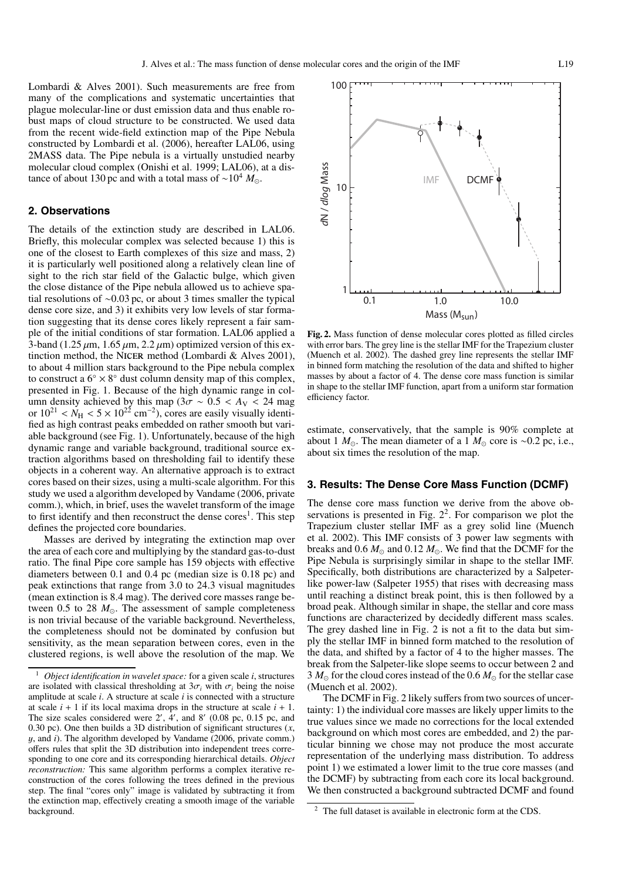Lombardi & Alves 2001). Such measurements are free from many of the complications and systematic uncertainties that plague molecular-line or dust emission data and thus enable robust maps of cloud structure to be constructed. We used data from the recent wide-field extinction map of the Pipe Nebula constructed by Lombardi et al. (2006), hereafter LAL06, using 2MASS data. The Pipe nebula is a virtually unstudied nearby molecular cloud complex (Onishi et al. 1999; LAL06), at a distance of about 130 pc and with a total mass of $\sim 10^4\ M_\odot$.

## 2. Observations

The details of the extinction study are described in LAL06. Briefly, this molecular complex was selected because 1) this is one of the closest to Earth complexes of this size and mass, 2) it is particularly well positioned along a relatively clean line of sight to the rich star field of the Galactic bulge, which given the close distance of the Pipe nebula allowed us to achieve spatial resolutions of $\sim$0.03 pc, or about 3 times smaller the typical dense core size, and 3) it exhibits very low levels of star formation suggesting that its dense cores likely represent a fair sample of the initial conditions of star formation. LAL06 applied a 3-band (1.25 $\mu$m, 1.65 $\mu$m, 2.2 $\mu$m) optimized version of this extinction method, the NICER method (Lombardi & Alves 2001), to about 4 million stars background to the Pipe nebula complex to construct a $6^\circ \times 8^\circ$ dust column density map of this complex, presented in Fig. 1. Because of the high dynamic range in column density achieved by this map ($3\sigma \sim 0.5 < A_V < 24$ mag or $10^{21} < N_H < 5 \times 10^{22}$ cm$^{-2}$), cores are easily visually identified as high contrast peaks embedded on rather smooth but variable background (see Fig. 1). Unfortunately, because of the high dynamic range and variable background, traditional source extraction algorithms based on thresholding fail to identify these objects in a coherent way. An alternative approach is to extract cores based on their sizes, using a multi-scale algorithm. For this study we used a algorithm developed by Vandame (2006, private comm.), which, in brief, uses the wavelet transform of the image to first identify and then reconstruct the dense cores[1]. This step defines the projected core boundaries.

Masses are derived by integrating the extinction map over the area of each core and multiplying by the standard gas-to-dust ratio. The final Pipe core sample has 159 objects with effective diameters between 0.1 and 0.4 pc (median size is 0.18 pc) and peak extinctions that range from 3.0 to 24.3 visual magnitudes (mean extinction is 8.4 mag). The derived core masses range between 0.5 to 28 $M_\odot$. The assessment of sample completeness is non trivial because of the variable background. Nevertheless, the completeness should not be dominated by confusion but sensitivity, as the mean separation between cores, even in the clustered regions, is well above the resolution of the map. We estimate, conservatively, that the sample is 90% complete at about 1 $M_\odot$. The mean diameter of a 1 $M_\odot$ core is $\sim$0.2 pc, i.e., about six times the resolution of the map.

[1] *Object identification in wavelet space:* for a given scale $i$, structures are isolated with classical thresholding at $3\sigma_i$ with $\sigma_i$ being the noise amplitude at scale $i$. A structure at scale $i$ is connected with a structure at scale $i+1$ if its local maxima drops in the structure at scale $i+1$. The size scales considered were 2′, 4′, and 8′ (0.08 pc, 0.15 pc, and 0.30 pc). One then builds a 3D distribution of significant structures ($x$, $y$, and $i$). The algorithm developed by Vandame (2006, private comm.) offers rules that split the 3D distribution into independent trees corresponding to one core and its corresponding hierarchical details. *Object reconstruction:* This same algorithm performs a complex iterative reconstruction of the cores following the trees defined in the previous step. The final "cores only" image is validated by subtracting it from the extinction map, effectively creating a smooth image of the variable background.

**Fig. 2.** Mass function of dense molecular cores plotted as filled circles with error bars. The grey line is the stellar IMF for the Trapezium cluster (Muench et al. 2002). The dashed grey line represents the stellar IMF in binned form matching the resolution of the data and shifted to higher masses by about a factor of 4. The dense core mass function is similar in shape to the stellar IMF function, apart from a uniform star formation efficiency factor.

## 3. Results: The Dense Core Mass Function (DCMF)

The dense core mass function we derive from the above observations is presented in Fig. 2[2]. For comparison we plot the Trapezium cluster stellar IMF as a grey solid line (Muench et al. 2002). This IMF consists of 3 power law segments with breaks and 0.6 $M_\odot$ and 0.12 $M_\odot$. We find that the DCMF for the Pipe Nebula is surprisingly similar in shape to the stellar IMF. Specifically, both distributions are characterized by a Salpeter-like power-law (Salpeter 1955) that rises with decreasing mass until reaching a distinct break point, this is then followed by a broad peak. Although similar in shape, the stellar and core mass functions are characterized by decidedly different mass scales. The grey dashed line in Fig. 2 is not a fit to the data but simply the stellar IMF in binned form matched to the resolution of the data, and shifted by a factor of 4 to the higher masses. The break from the Salpeter-like slope seems to occur between 2 and 3 $M_\odot$ for the cloud cores instead of the 0.6 $M_\odot$ for the stellar case (Muench et al. 2002).

The DCMF in Fig. 2 likely suffers from two sources of uncertainty: 1) the individual core masses are likely upper limits to the true values since we made no corrections for the local extended background on which most cores are embedded, and 2) the particular binning we chose may not produce the most accurate representation of the underlying mass distribution. To address point 1) we estimated a lower limit to the true core masses (and the DCMF) by subtracting from each core its local background. We then constructed a background subtracted DCMF and found

[2] The full dataset is available in electronic form at the CDS.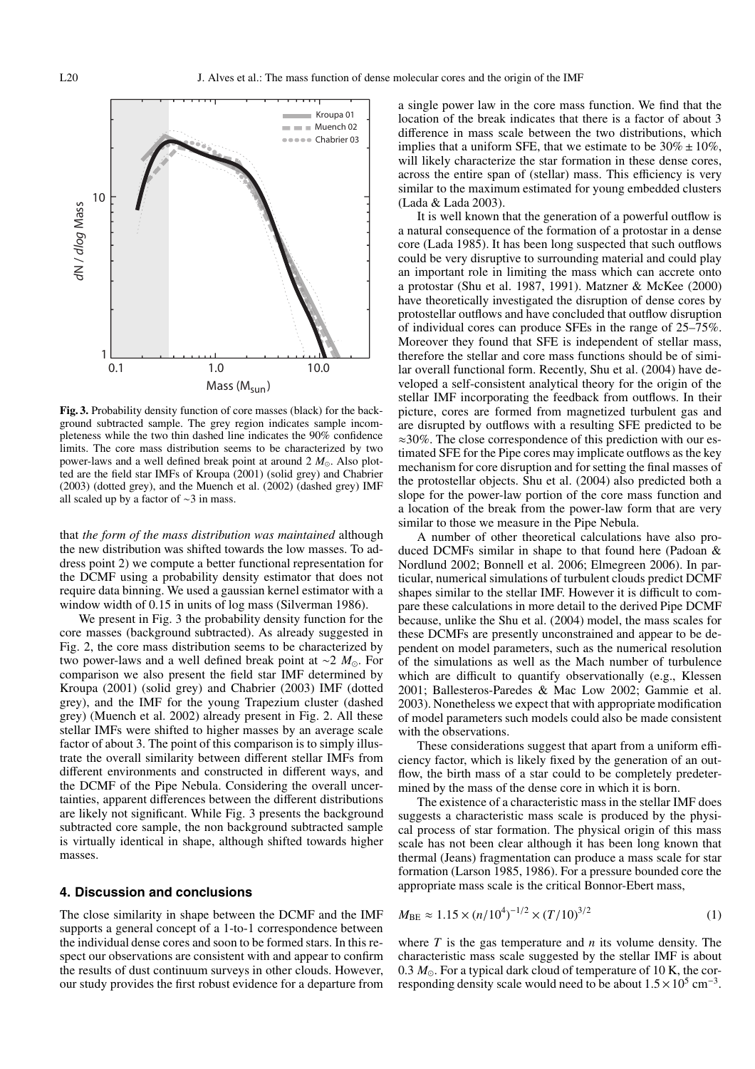**Fig. 3.** Probability density function of core masses (black) for the background subtracted sample. The grey region indicates sample incompleteness while the two thin dashed line indicates the 90% confidence limits. The core mass distribution seems to be characterized by two power-laws and a well defined break point at around 2 $M_{\odot}$. Also plotted are the field star IMFs of Kroupa (2001) (solid grey) and Chabrier (2003) (dotted grey), and the Muench et al. (2002) (dashed grey) IMF all scaled up by a factor of ∼3 in mass.

that *the form of the mass distribution was maintained* although the new distribution was shifted towards the low masses. To address point 2) we compute a better functional representation for the DCMF using a probability density estimator that does not require data binning. We used a gaussian kernel estimator with a window width of 0.15 in units of log mass (Silverman 1986).

We present in Fig. 3 the probability density function for the core masses (background subtracted). As already suggested in Fig. 2, the core mass distribution seems to be characterized by two power-laws and a well defined break point at ∼2 $M_{\odot}$. For comparison we also present the field star IMF determined by Kroupa (2001) (solid grey) and Chabrier (2003) IMF (dotted grey), and the IMF for the young Trapezium cluster (dashed grey) (Muench et al. 2002) already present in Fig. 2. All these stellar IMFs were shifted to higher masses by an average scale factor of about 3. The point of this comparison is to simply illustrate the overall similarity between different stellar IMFs from different environments and constructed in different ways, and the DCMF of the Pipe Nebula. Considering the overall uncertainties, apparent differences between the different distributions are likely not significant. While Fig. 3 presents the background subtracted core sample, the non background subtracted sample is virtually identical in shape, although shifted towards higher masses.

## 4. Discussion and conclusions

The close similarity in shape between the DCMF and the IMF supports a general concept of a 1-to-1 correspondence between the individual dense cores and soon to be formed stars. In this respect our observations are consistent with and appear to confirm the results of dust continuum surveys in other clouds. However, our study provides the first robust evidence for a departure from a single power law in the core mass function. We find that the location of the break indicates that there is a factor of about 3 difference in mass scale between the two distributions, which implies that a uniform SFE, that we estimate to be 30% ± 10%, will likely characterize the star formation in these dense cores, across the entire span of (stellar) mass. This efficiency is very similar to the maximum estimated for young embedded clusters (Lada & Lada 2003).

It is well known that the generation of a powerful outflow is a natural consequence of the formation of a protostar in a dense core (Lada 1985). It has been long suspected that such outflows could be very disruptive to surrounding material and could play an important role in limiting the mass which can accrete onto a protostar (Shu et al. 1987, 1991). Matzner & McKee (2000) have theoretically investigated the disruption of dense cores by protostellar outflows and have concluded that outflow disruption of individual cores can produce SFEs in the range of 25–75%. Moreover they found that SFE is independent of stellar mass, therefore the stellar and core mass functions should be of similar overall functional form. Recently, Shu et al. (2004) have developed a self-consistent analytical theory for the origin of the stellar IMF incorporating the feedback from outflows. In their picture, cores are formed from magnetized turbulent gas and are disrupted by outflows with a resulting SFE predicted to be ≈30%. The close correspondence of this prediction with our estimated SFE for the Pipe cores may implicate outflows as the key mechanism for core disruption and for setting the final masses of the protostellar objects. Shu et al. (2004) also predicted both a slope for the power-law portion of the core mass function and a location of the break from the power-law form that are very similar to those we measure in the Pipe Nebula.

A number of other theoretical calculations have also produced DCMFs similar in shape to that found here (Padoan & Nordlund 2002; Bonnell et al. 2006; Elmegreen 2006). In particular, numerical simulations of turbulent clouds predict DCMF shapes similar to the stellar IMF. However it is difficult to compare these calculations in more detail to the derived Pipe DCMF because, unlike the Shu et al. (2004) model, the mass scales for these DCMFs are presently unconstrained and appear to be dependent on model parameters, such as the numerical resolution of the simulations as well as the Mach number of turbulence which are difficult to quantify observationally (e.g., Klessen 2001; Ballesteros-Paredes & Mac Low 2002; Gammie et al. 2003). Nonetheless we expect that with appropriate modification of model parameters such models could also be made consistent with the observations.

These considerations suggest that apart from a uniform efficiency factor, which is likely fixed by the generation of an outflow, the birth mass of a star could to be completely predetermined by the mass of the dense core in which it is born.

The existence of a characteristic mass in the stellar IMF does suggests a characteristic mass scale is produced by the physical process of star formation. The physical origin of this mass scale has not been clear although it has been long known that thermal (Jeans) fragmentation can produce a mass scale for star formation (Larson 1985, 1986). For a pressure bounded core the appropriate mass scale is the critical Bonnor-Ebert mass,

$$M_{\rm BE} \approx 1.15 \times (n/10^4)^{-1/2} \times (T/10)^{3/2} \tag{1}$$

where $T$ is the gas temperature and $n$ its volume density. The characteristic mass scale suggested by the stellar IMF is about 0.3 $M_{\odot}$. For a typical dark cloud of temperature of 10 K, the corresponding density scale would need to be about $1.5 \times 10^5$ cm$^{-3}$.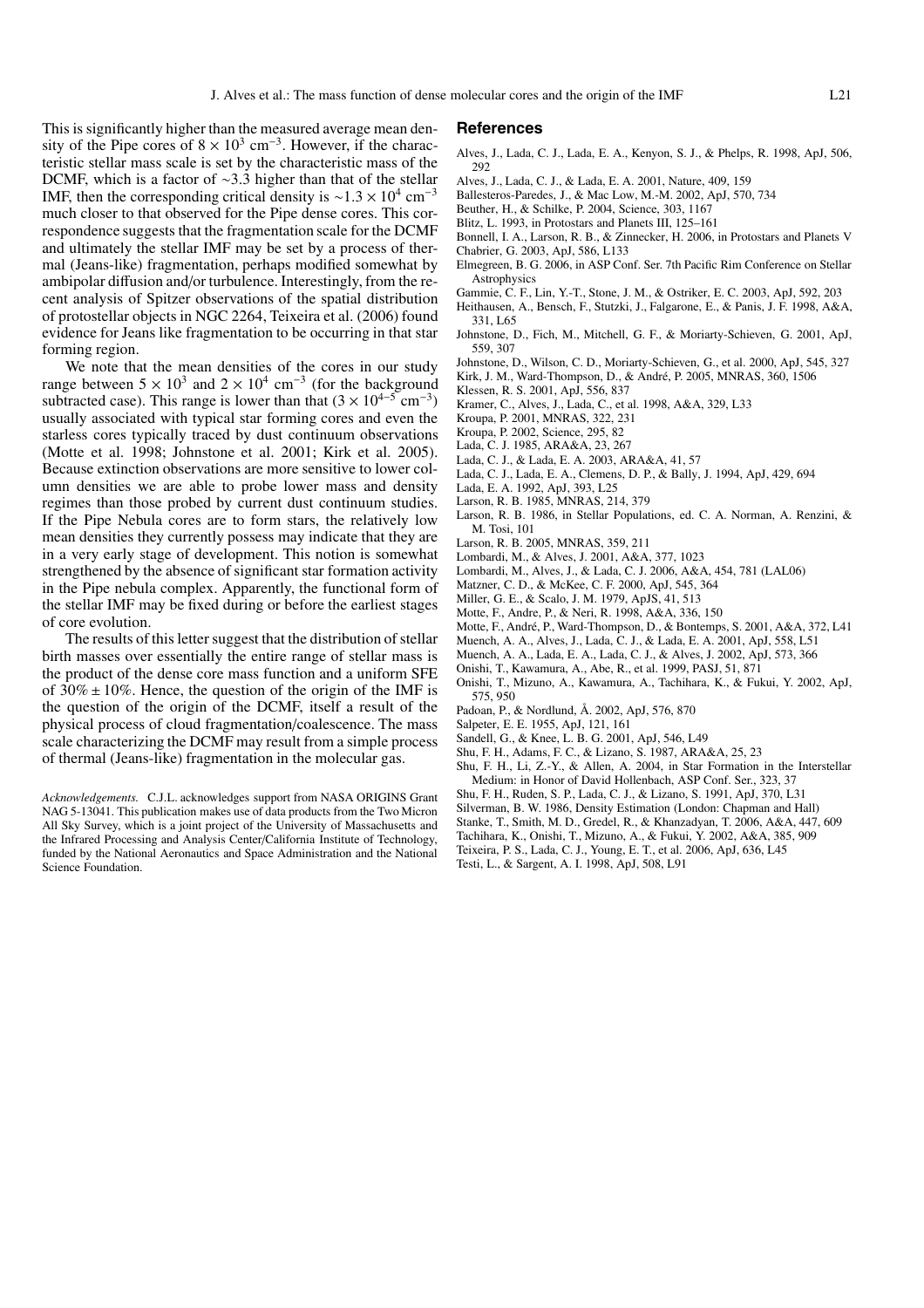This is significantly higher than the measured average mean density of the Pipe cores of $8 \times 10^3$ cm$^{-3}$. However, if the characteristic stellar mass scale is set by the characteristic mass of the DCMF, which is a factor of ∼3.3 higher than that of the stellar IMF, then the corresponding critical density is $\sim 1.3 \times 10^4$ cm$^{-3}$ much closer to that observed for the Pipe dense cores. This correspondence suggests that the fragmentation scale for the DCMF and ultimately the stellar IMF may be set by a process of thermal (Jeans-like) fragmentation, perhaps modified somewhat by ambipolar diffusion and/or turbulence. Interestingly, from the recent analysis of Spitzer observations of the spatial distribution of protostellar objects in NGC 2264, Teixeira et al. (2006) found evidence for Jeans like fragmentation to be occurring in that star forming region.

We note that the mean densities of the cores in our study range between $5 \times 10^3$ and $2 \times 10^4$ cm$^{-3}$ (for the background subtracted case). This range is lower than that ($3 \times 10^{4-5}$ cm$^{-3}$) usually associated with typical star forming cores and even the starless cores typically traced by dust continuum observations (Motte et al. 1998; Johnstone et al. 2001; Kirk et al. 2005). Because extinction observations are more sensitive to lower column densities we are able to probe lower mass and density regimes than those probed by current dust continuum studies. If the Pipe Nebula cores are to form stars, the relatively low mean densities they currently possess may indicate that they are in a very early stage of development. This notion is somewhat strengthened by the absence of significant star formation activity in the Pipe nebula complex. Apparently, the functional form of the stellar IMF may be fixed during or before the earliest stages of core evolution.

The results of this letter suggest that the distribution of stellar birth masses over essentially the entire range of stellar mass is the product of the dense core mass function and a uniform SFE of $30\% \pm 10\%$. Hence, the question of the origin of the IMF is the question of the origin of the DCMF, itself a result of the physical process of cloud fragmentation/coalescence. The mass scale characterizing the DCMF may result from a simple process of thermal (Jeans-like) fragmentation in the molecular gas.

*Acknowledgements.* C.J.L. acknowledges support from NASA ORIGINS Grant NAG 5-13041. This publication makes use of data products from the Two Micron All Sky Survey, which is a joint project of the University of Massachusetts and the Infrared Processing and Analysis Center/California Institute of Technology, funded by the National Aeronautics and Space Administration and the National Science Foundation.

## References

Alves, J., Lada, C. J., Lada, E. A., Kenyon, S. J., & Phelps, R. 1998, ApJ, 506, 292
Alves, J., Lada, C. J., & Lada, E. A. 2001, Nature, 409, 159
Ballesteros-Paredes, J., & Mac Low, M.-M. 2002, ApJ, 570, 734
Beuther, H., & Schilke, P. 2004, Science, 303, 1167
Blitz, L. 1993, in Protostars and Planets III, 125–161
Bonnell, I. A., Larson, R. B., & Zinnecker, H. 2006, in Protostars and Planets V
Chabrier, G. 2003, ApJ, 586, L133
Elmegreen, B. G. 2006, in ASP Conf. Ser. 7th Pacific Rim Conference on Stellar Astrophysics
Gammie, C. F., Lin, Y.-T., Stone, J. M., & Ostriker, E. C. 2003, ApJ, 592, 203
Heithausen, A., Bensch, F., Stutzki, J., Falgarone, E., & Panis, J. F. 1998, A&A, 331, L65
Johnstone, D., Fich, M., Mitchell, G. F., & Moriarty-Schieven, G. 2001, ApJ, 559, 307
Johnstone, D., Wilson, C. D., Moriarty-Schieven, G., et al. 2000, ApJ, 545, 327
Kirk, J. M., Ward-Thompson, D., & André, P. 2005, MNRAS, 360, 1506
Klessen, R. S. 2001, ApJ, 556, 837
Kramer, C., Alves, J., Lada, C., et al. 1998, A&A, 329, L33
Kroupa, P. 2001, MNRAS, 322, 231
Kroupa, P. 2002, Science, 295, 82
Lada, C. J. 1985, ARA&A, 23, 267
Lada, C. J., & Lada, E. A. 2003, ARA&A, 41, 57
Lada, C. J., Lada, E. A., Clemens, D. P., & Bally, J. 1994, ApJ, 429, 694
Lada, E. A. 1992, ApJ, 393, L25
Larson, R. B. 1985, MNRAS, 214, 379
Larson, R. B. 1986, in Stellar Populations, ed. C. A. Norman, A. Renzini, & M. Tosi, 101
Larson, R. B. 2005, MNRAS, 359, 211
Lombardi, M., & Alves, J. 2001, A&A, 377, 1023
Lombardi, M., Alves, J., & Lada, C. J. 2006, A&A, 454, 781 (LAL06)
Matzner, C. D., & McKee, C. F. 2000, ApJ, 545, 364
Miller, G. E., & Scalo, J. M. 1979, ApJS, 41, 513
Motte, F., Andre, P., & Neri, R. 1998, A&A, 336, 150
Motte, F., André, P., Ward-Thompson, D., & Bontemps, S. 2001, A&A, 372, L41
Muench, A. A., Alves, J., Lada, C. J., & Lada, E. A. 2001, ApJ, 558, L51
Muench, A. A., Lada, E. A., Lada, C. J., & Alves, J. 2002, ApJ, 573, 366
Onishi, T., Kawamura, A., Abe, R., et al. 1999, PASJ, 51, 871
Onishi, T., Mizuno, A., Kawamura, A., Tachihara, K., & Fukui, Y. 2002, ApJ, 575, 950
Padoan, P., & Nordlund, Å. 2002, ApJ, 576, 870
Salpeter, E. E. 1955, ApJ, 121, 161
Sandell, G., & Knee, L. B. G. 2001, ApJ, 546, L49
Shu, F. H., Adams, F. C., & Lizano, S. 1987, ARA&A, 25, 23
Shu, F. H., Li, Z.-Y., & Allen, A. 2004, in Star Formation in the Interstellar Medium: in Honor of David Hollenbach, ASP Conf. Ser., 323, 37
Shu, F. H., Ruden, S. P., Lada, C. J., & Lizano, S. 1991, ApJ, 370, L31
Silverman, B. W. 1986, Density Estimation (London: Chapman and Hall)
Stanke, T., Smith, M. D., Gredel, R., & Khanzadyan, T. 2006, A&A, 447, 609
Tachihara, K., Onishi, T., Mizuno, A., & Fukui, Y. 2002, A&A, 385, 909
Teixeira, P. S., Lada, C. J., Young, E. T., et al. 2006, ApJ, 636, L45
Testi, L., & Sargent, A. I. 1998, ApJ, 508, L91